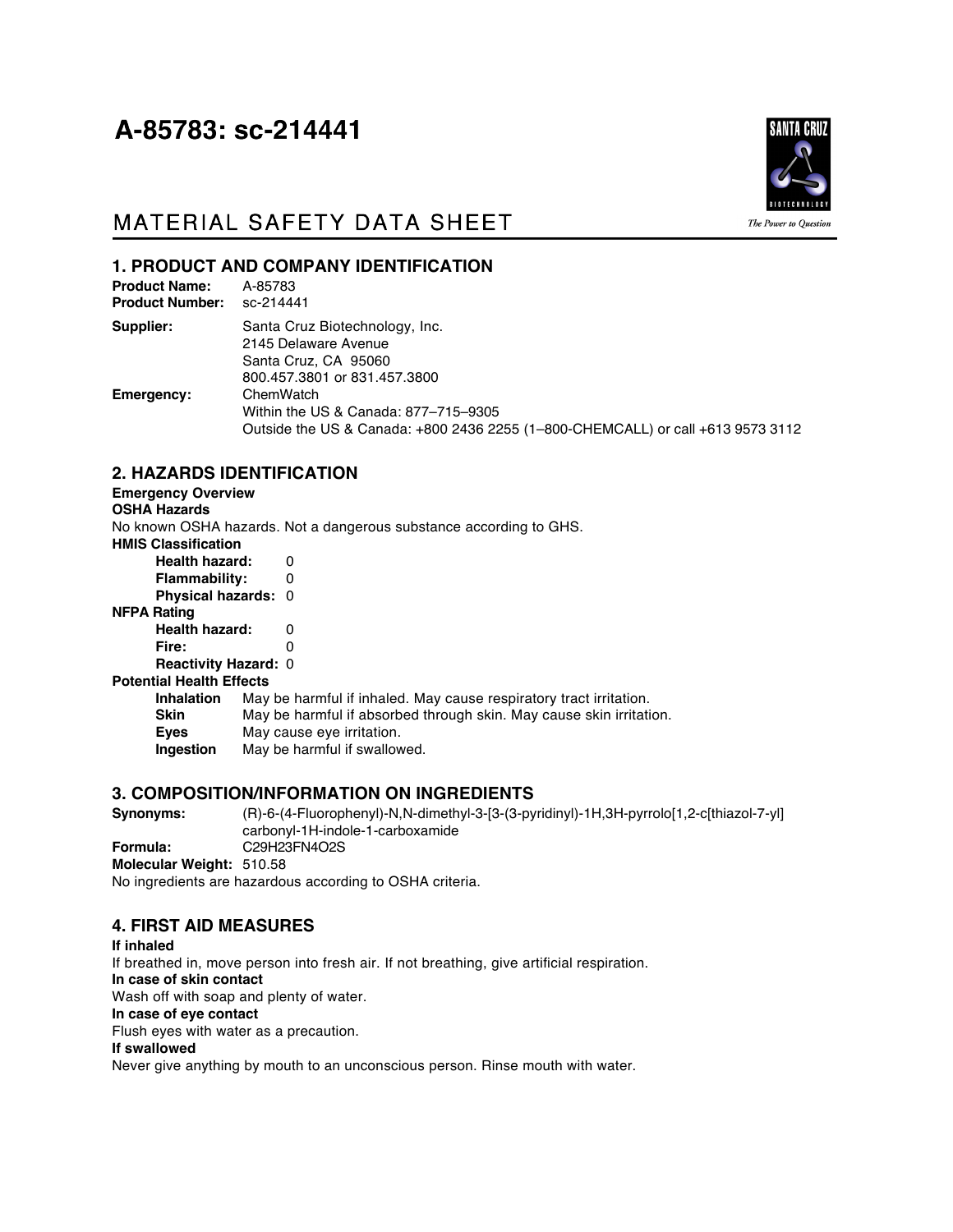# A-85783: sc-214441

## MATERIAL SAFETY DATA SHEET

### 1. PRODUCT AND COMPANY IDENTIFICATION

**Product Name:** A-85783
**Product Number:** sc-214441

**Supplier:** Santa Cruz Biotechnology, Inc.
2145 Delaware Avenue
Santa Cruz, CA 95060
800.457.3801 or 831.457.3800

**Emergency:** ChemWatch
Within the US & Canada: 877–715–9305
Outside the US & Canada: +800 2436 2255 (1–800-CHEMCALL) or call +613 9573 3112

### 2. HAZARDS IDENTIFICATION

**Emergency Overview**

**OSHA Hazards**

No known OSHA hazards. Not a dangerous substance according to GHS.

**HMIS Classification**

- **Health hazard:** 0
- **Flammability:** 0
- **Physical hazards:** 0

**NFPA Rating**

- **Health hazard:** 0
- **Fire:** 0
- **Reactivity Hazard:** 0

**Potential Health Effects**

- **Inhalation** May be harmful if inhaled. May cause respiratory tract irritation.
- **Skin** May be harmful if absorbed through skin. May cause skin irritation.
- **Eyes** May cause eye irritation.
- **Ingestion** May be harmful if swallowed.

### 3. COMPOSITION/INFORMATION ON INGREDIENTS

**Synonyms:** (R)-6-(4-Fluorophenyl)-N,N-dimethyl-3-[3-(3-pyridinyl)-1H,3H-pyrrolo[1,2-c[thiazol-7-yl] carbonyl-1H-indole-1-carboxamide

**Formula:** $C_{29}H_{23}FN_4O_2S$

**Molecular Weight:** 510.58

No ingredients are hazardous according to OSHA criteria.

### 4. FIRST AID MEASURES

**If inhaled**

If breathed in, move person into fresh air. If not breathing, give artificial respiration.

**In case of skin contact**

Wash off with soap and plenty of water.

**In case of eye contact**

Flush eyes with water as a precaution.

**If swallowed**

Never give anything by mouth to an unconscious person. Rinse mouth with water.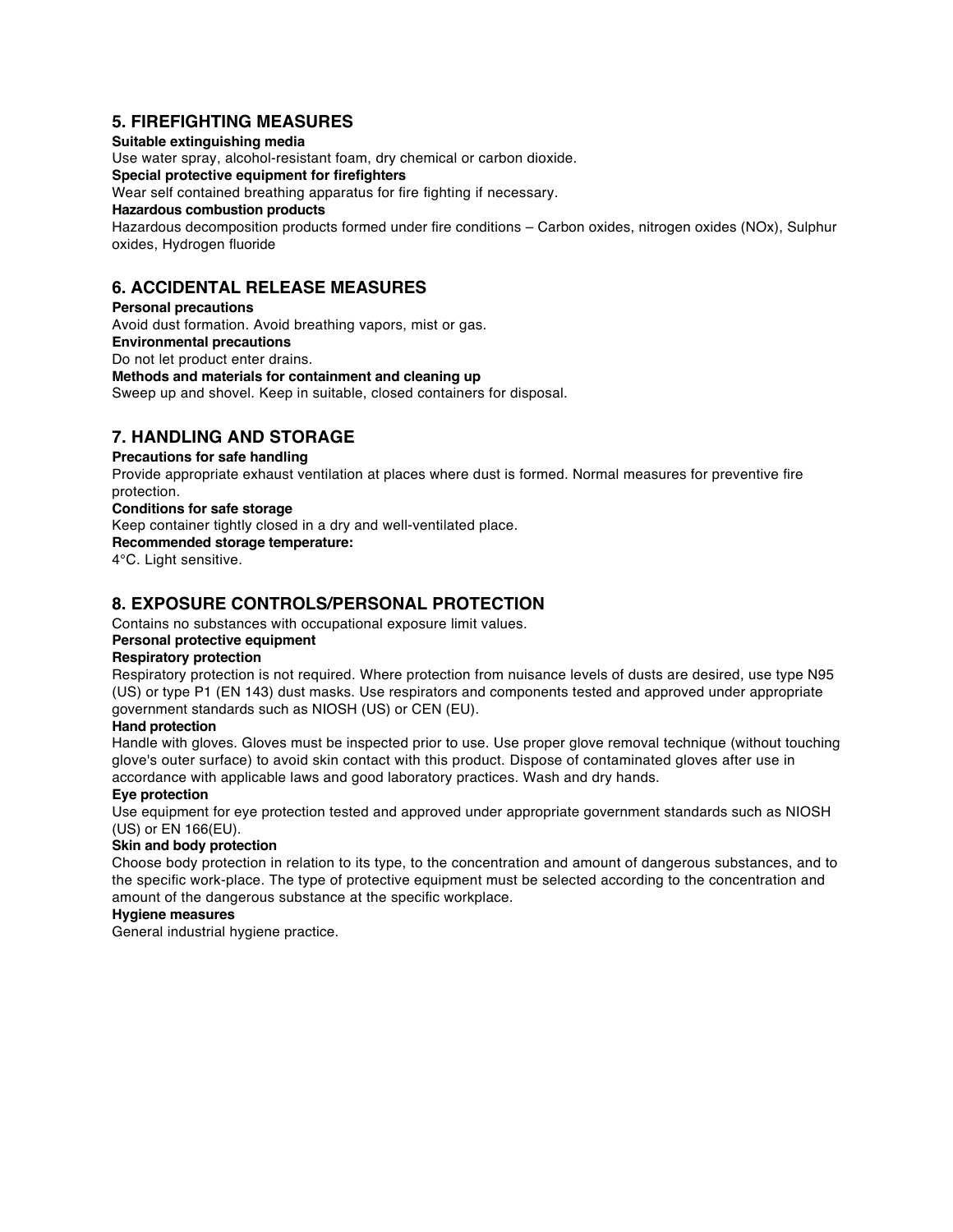## 5. FIREFIGHTING MEASURES

**Suitable extinguishing media**

Use water spray, alcohol-resistant foam, dry chemical or carbon dioxide.

**Special protective equipment for firefighters**

Wear self contained breathing apparatus for fire fighting if necessary.

**Hazardous combustion products**

Hazardous decomposition products formed under fire conditions – Carbon oxides, nitrogen oxides (NOx), Sulphur oxides, Hydrogen fluoride

## 6. ACCIDENTAL RELEASE MEASURES

**Personal precautions**

Avoid dust formation. Avoid breathing vapors, mist or gas.

**Environmental precautions**

Do not let product enter drains.

**Methods and materials for containment and cleaning up**

Sweep up and shovel. Keep in suitable, closed containers for disposal.

## 7. HANDLING AND STORAGE

**Precautions for safe handling**

Provide appropriate exhaust ventilation at places where dust is formed. Normal measures for preventive fire protection.

**Conditions for safe storage**

Keep container tightly closed in a dry and well-ventilated place.

**Recommended storage temperature:**

4°C. Light sensitive.

## 8. EXPOSURE CONTROLS/PERSONAL PROTECTION

Contains no substances with occupational exposure limit values.

**Personal protective equipment**

**Respiratory protection**

Respiratory protection is not required. Where protection from nuisance levels of dusts are desired, use type N95 (US) or type P1 (EN 143) dust masks. Use respirators and components tested and approved under appropriate government standards such as NIOSH (US) or CEN (EU).

**Hand protection**

Handle with gloves. Gloves must be inspected prior to use. Use proper glove removal technique (without touching glove's outer surface) to avoid skin contact with this product. Dispose of contaminated gloves after use in accordance with applicable laws and good laboratory practices. Wash and dry hands.

**Eye protection**

Use equipment for eye protection tested and approved under appropriate government standards such as NIOSH (US) or EN 166(EU).

**Skin and body protection**

Choose body protection in relation to its type, to the concentration and amount of dangerous substances, and to the specific work-place. The type of protective equipment must be selected according to the concentration and amount of the dangerous substance at the specific workplace.

**Hygiene measures**

General industrial hygiene practice.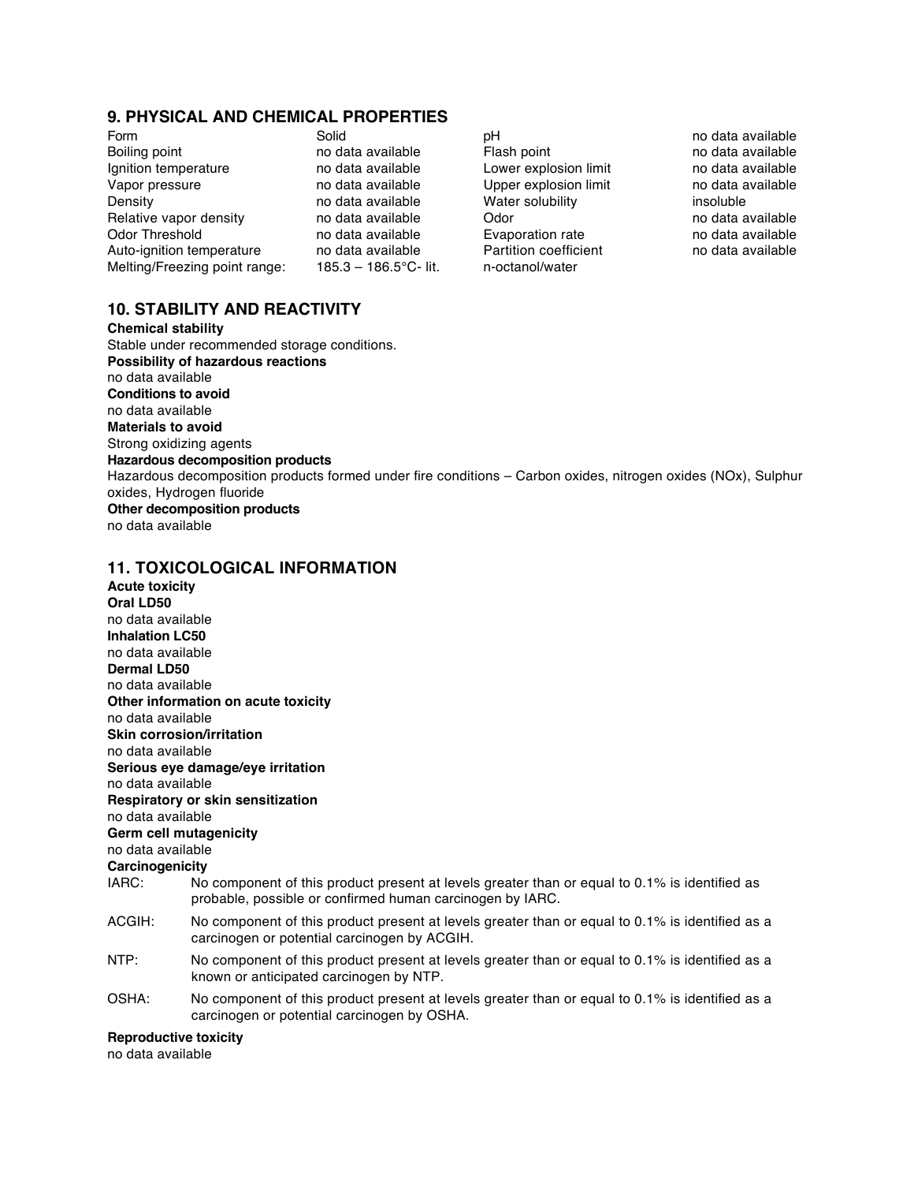## 9. PHYSICAL AND CHEMICAL PROPERTIES

| | | | |
|---|---|---|---|
| Form | Solid | pH | no data available |
| Boiling point | no data available | Flash point | no data available |
| Ignition temperature | no data available | Lower explosion limit | no data available |
| Vapor pressure | no data available | Upper explosion limit | no data available |
| Density | no data available | Water solubility | insoluble |
| Relative vapor density | no data available | Odor | no data available |
| Odor Threshold | no data available | Evaporation rate | no data available |
| Auto-ignition temperature | no data available | Partition coefficient n-octanol/water | no data available |
| Melting/Freezing point range: | 185.3 – 186.5°C- lit. | | |

## 10. STABILITY AND REACTIVITY

**Chemical stability**
Stable under recommended storage conditions.

**Possibility of hazardous reactions**
no data available

**Conditions to avoid**
no data available

**Materials to avoid**
Strong oxidizing agents

**Hazardous decomposition products**
Hazardous decomposition products formed under fire conditions – Carbon oxides, nitrogen oxides (NOx), Sulphur oxides, Hydrogen fluoride

**Other decomposition products**
no data available

## 11. TOXICOLOGICAL INFORMATION

**Acute toxicity**

**Oral LD50**
no data available

**Inhalation LC50**
no data available

**Dermal LD50**
no data available

**Other information on acute toxicity**
no data available

**Skin corrosion/irritation**
no data available

**Serious eye damage/eye irritation**
no data available

**Respiratory or skin sensitization**
no data available

**Germ cell mutagenicity**
no data available

**Carcinogenicity**

IARC: No component of this product present at levels greater than or equal to 0.1% is identified as probable, possible or confirmed human carcinogen by IARC.

ACGIH: No component of this product present at levels greater than or equal to 0.1% is identified as a carcinogen or potential carcinogen by ACGIH.

NTP: No component of this product present at levels greater than or equal to 0.1% is identified as a known or anticipated carcinogen by NTP.

OSHA: No component of this product present at levels greater than or equal to 0.1% is identified as a carcinogen or potential carcinogen by OSHA.

**Reproductive toxicity**
no data available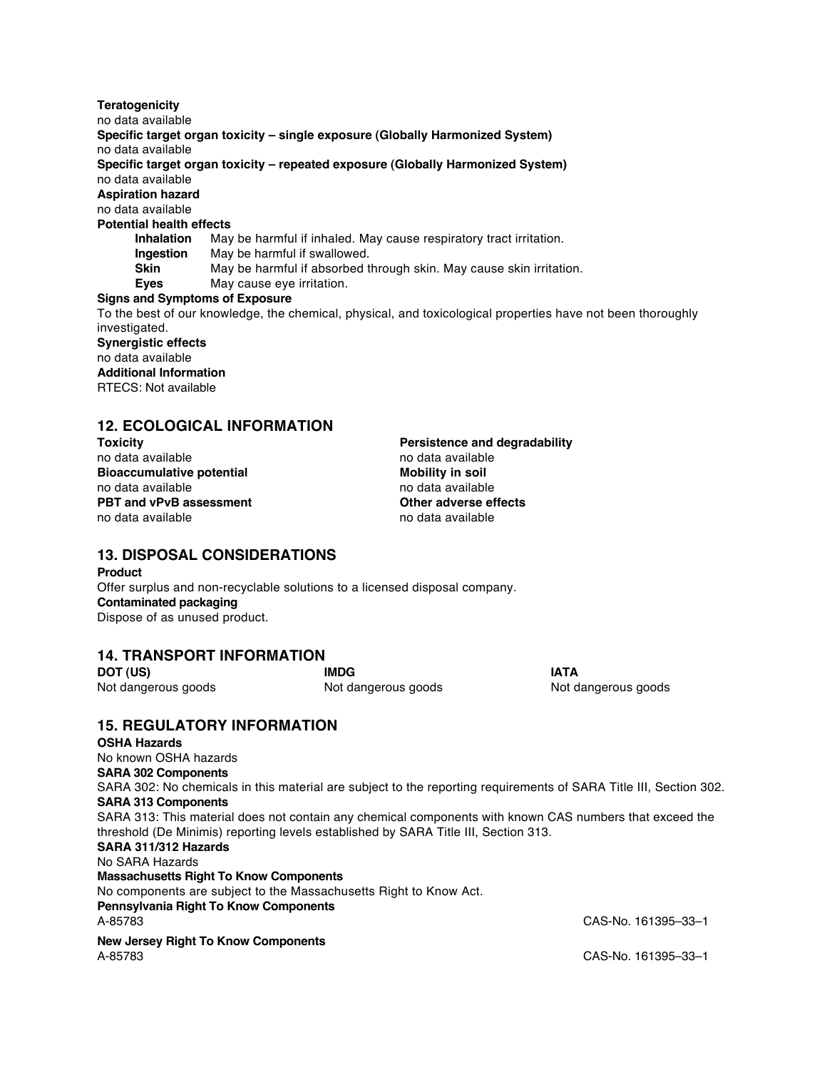**Teratogenicity**
no data available
**Specific target organ toxicity – single exposure (Globally Harmonized System)**
no data available
**Specific target organ toxicity – repeated exposure (Globally Harmonized System)**
no data available
**Aspiration hazard**
no data available
**Potential health effects**

| | |
|---|---|
| **Inhalation** | May be harmful if inhaled. May cause respiratory tract irritation. |
| **Ingestion** | May be harmful if swallowed. |
| **Skin** | May be harmful if absorbed through skin. May cause skin irritation. |
| **Eyes** | May cause eye irritation. |

**Signs and Symptoms of Exposure**
To the best of our knowledge, the chemical, physical, and toxicological properties have not been thoroughly investigated.
**Synergistic effects**
no data available
**Additional Information**
RTECS: Not available

## 12. ECOLOGICAL INFORMATION

**Toxicity**
no data available
**Bioaccumulative potential**
no data available
**PBT and vPvB assessment**
no data available
**Persistence and degradability**
no data available
**Mobility in soil**
no data available
**Other adverse effects**
no data available

## 13. DISPOSAL CONSIDERATIONS

**Product**
Offer surplus and non-recyclable solutions to a licensed disposal company.
**Contaminated packaging**
Dispose of as unused product.

## 14. TRANSPORT INFORMATION

| DOT (US) | IMDG | IATA |
|---|---|---|
| Not dangerous goods | Not dangerous goods | Not dangerous goods |

## 15. REGULATORY INFORMATION

**OSHA Hazards**
No known OSHA hazards
**SARA 302 Components**
SARA 302: No chemicals in this material are subject to the reporting requirements of SARA Title III, Section 302.
**SARA 313 Components**
SARA 313: This material does not contain any chemical components with known CAS numbers that exceed the threshold (De Minimis) reporting levels established by SARA Title III, Section 313.
**SARA 311/312 Hazards**
No SARA Hazards
**Massachusetts Right To Know Components**
No components are subject to the Massachusetts Right to Know Act.
**Pennsylvania Right To Know Components**
A-85783 CAS-No. 161395–33–1

**New Jersey Right To Know Components**
A-85783 CAS-No. 161395–33–1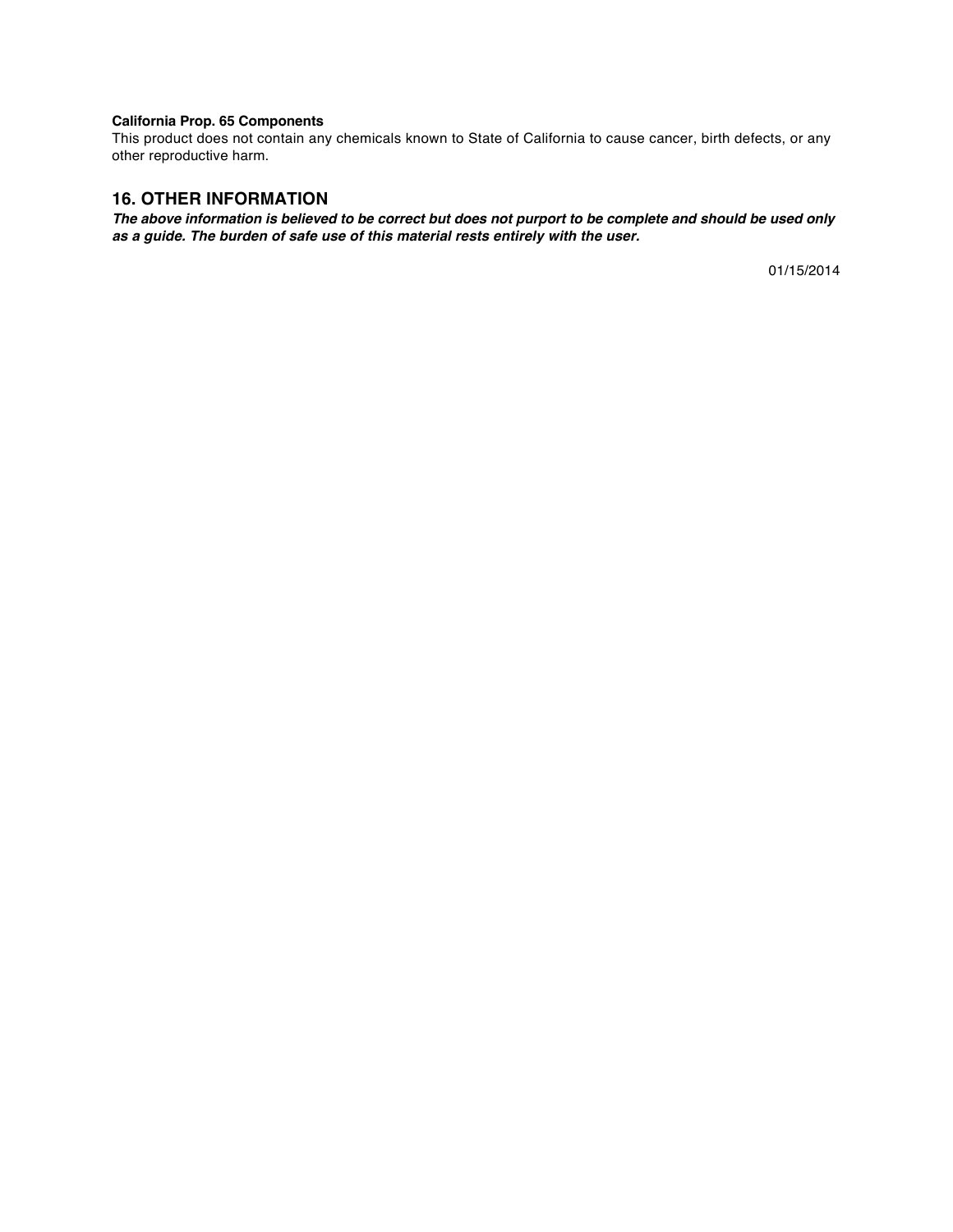**California Prop. 65 Components**
This product does not contain any chemicals known to State of California to cause cancer, birth defects, or any other reproductive harm.

## 16. OTHER INFORMATION

***The above information is believed to be correct but does not purport to be complete and should be used only as a guide. The burden of safe use of this material rests entirely with the user.***

01/15/2014